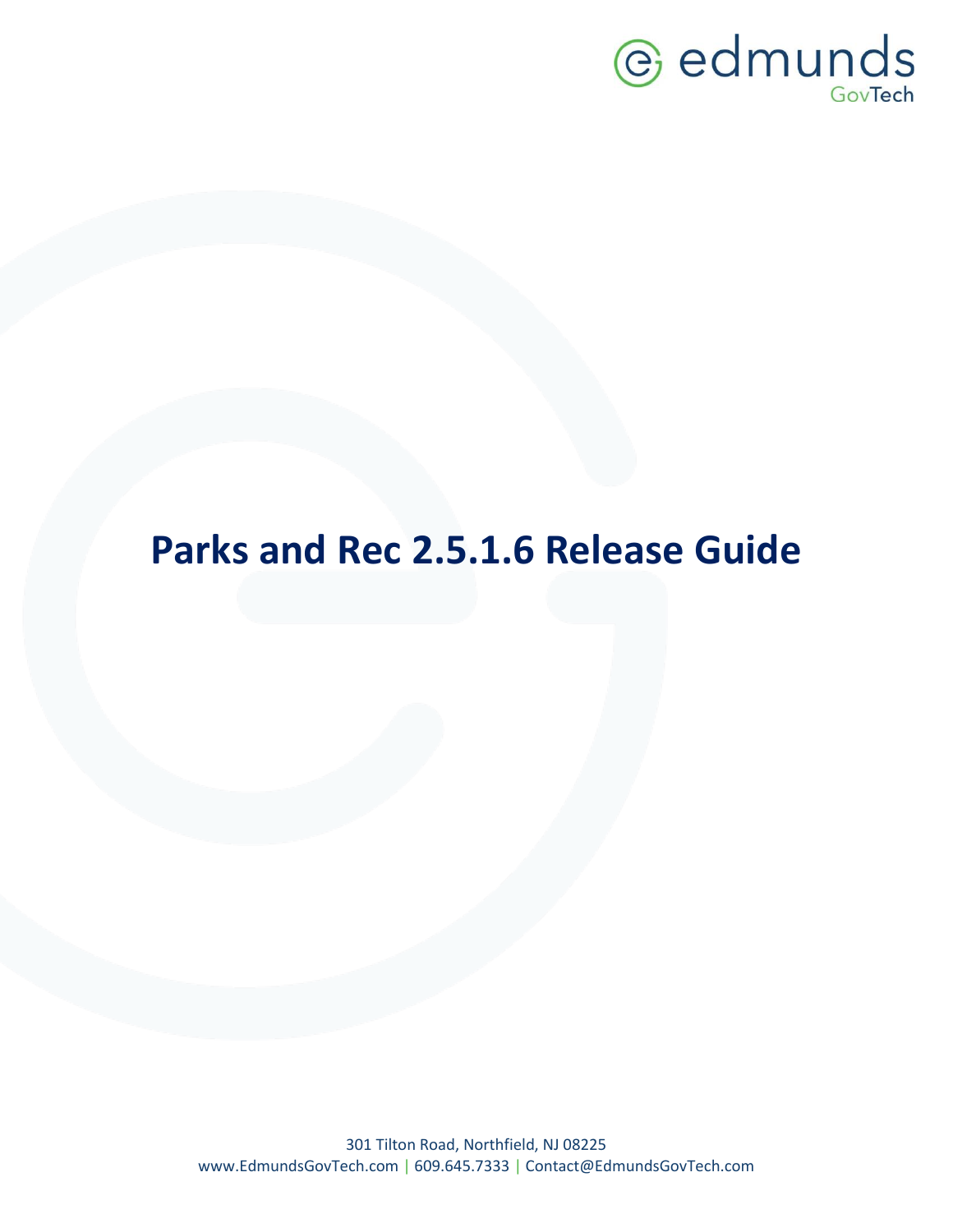edmunds GovTech

# Parks and Rec 2.5.1.6 Release Guide

301 Tilton Road, Northfield, NJ 08225
www.EdmundsGovTech.com | 609.645.7333 | Contact@EdmundsGovTech.com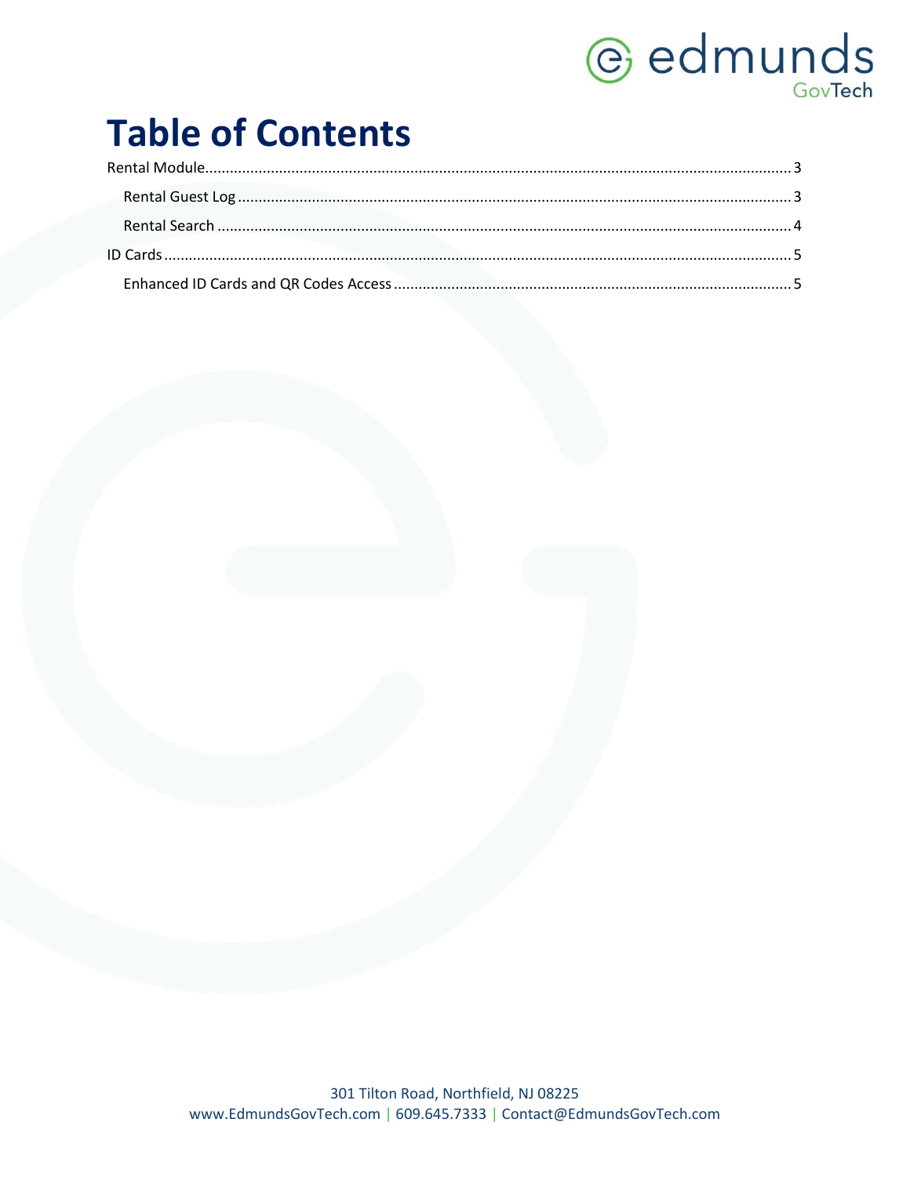# Table of Contents

Rental Module ............................................................ 3

  Rental Guest Log ............................................................ 3

  Rental Search ............................................................ 4

ID Cards ............................................................ 5

  Enhanced ID Cards and QR Codes Access ............................................................ 5

301 Tilton Road, Northfield, NJ 08225
www.EdmundsGovTech.com | 609.645.7333 | Contact@EdmundsGovTech.com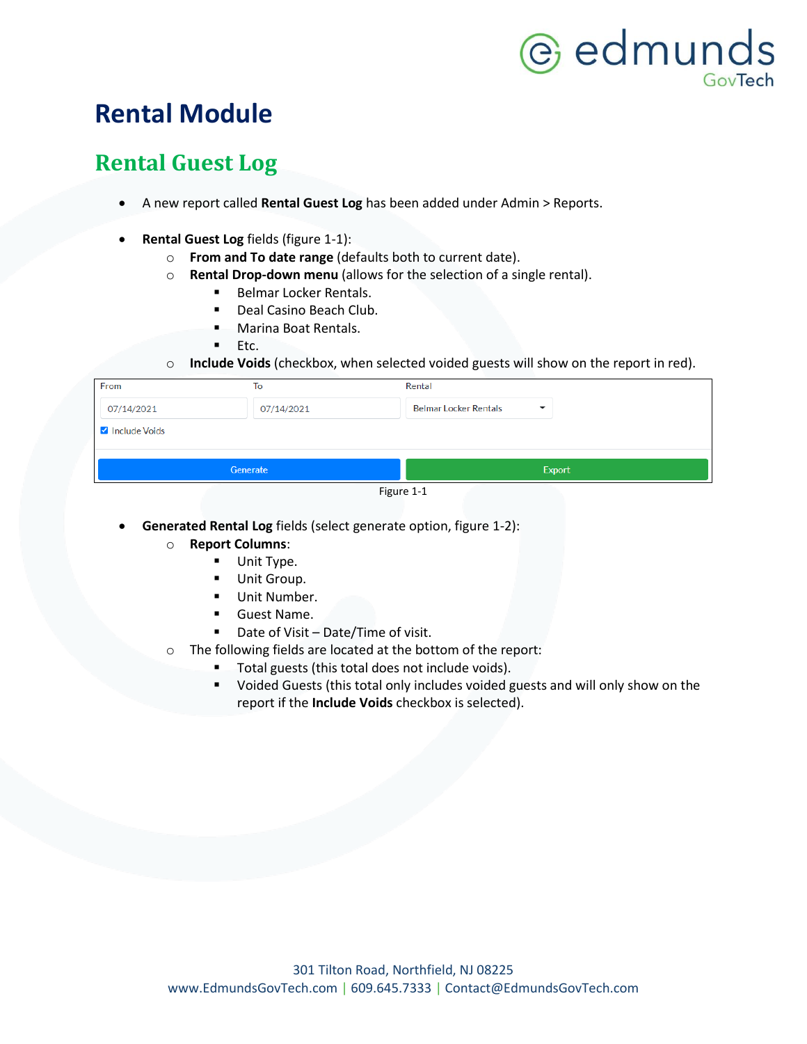# Rental Module

## Rental Guest Log

- A new report called **Rental Guest Log** has been added under Admin > Reports.

- **Rental Guest Log** fields (figure 1-1):
  - **From and To date range** (defaults both to current date).
  - **Rental Drop-down menu** (allows for the selection of a single rental).
    - Belmar Locker Rentals.
    - Deal Casino Beach Club.
    - Marina Boat Rentals.
    - Etc.
  - **Include Voids** (checkbox, when selected voided guests will show on the report in red).

From
07/14/2021
To
07/14/2021
Rental
Belmar Locker Rentals
Include Voids
Generate
Export

Figure 1-1

- **Generated Rental Log** fields (select generate option, figure 1-2):
  - **Report Columns**:
    - Unit Type.
    - Unit Group.
    - Unit Number.
    - Guest Name.
    - Date of Visit – Date/Time of visit.
  - The following fields are located at the bottom of the report:
    - Total guests (this total does not include voids).
    - Voided Guests (this total only includes voided guests and will only show on the report if the **Include Voids** checkbox is selected).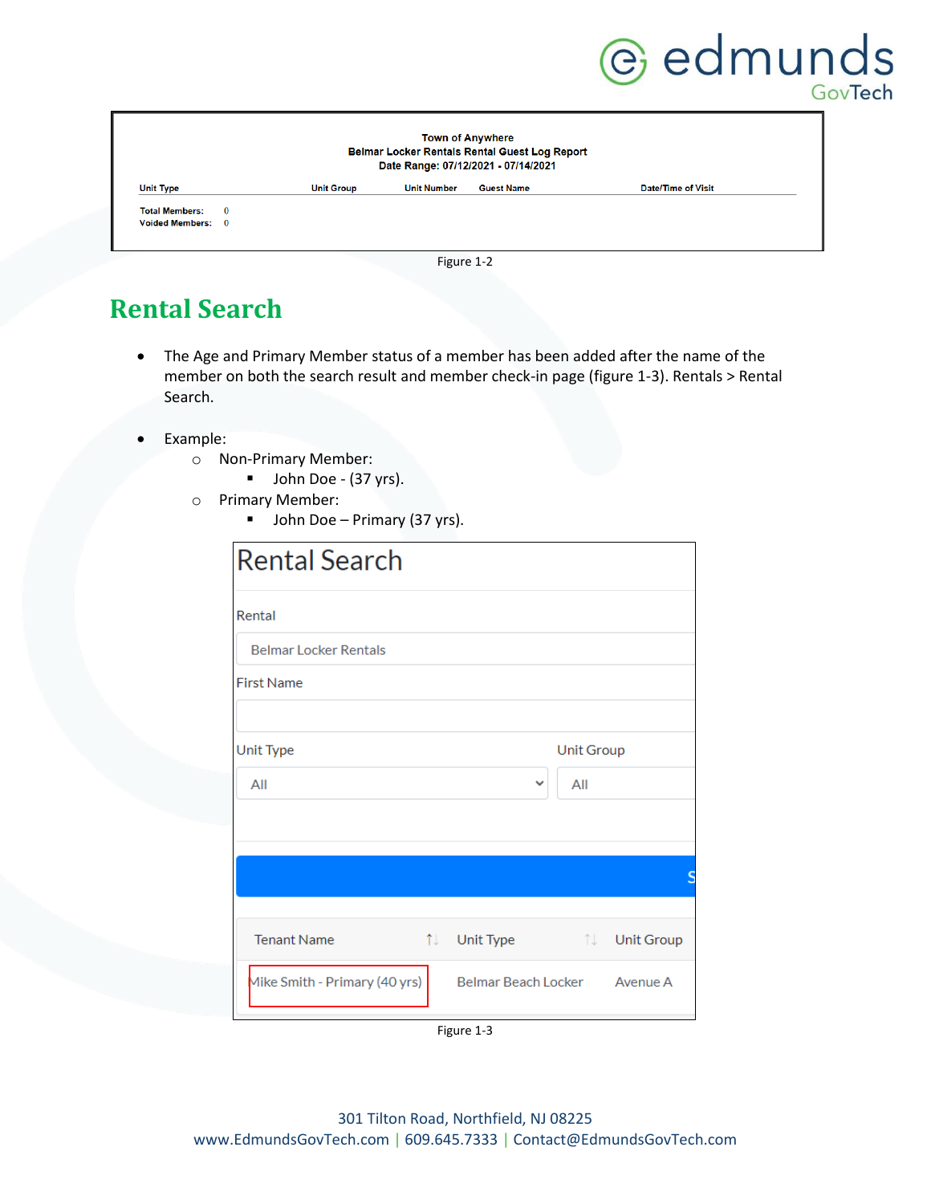Town of Anywhere
Belmar Locker Rentals Rental Guest Log Report
Date Range: 07/12/2021 - 07/14/2021

| Unit Type | Unit Group | Unit Number | Guest Name | Date/Time of Visit |
|---|---|---|---|---|

Total Members: 0
Voided Members: 0

Figure 1-2

## Rental Search

- The Age and Primary Member status of a member has been added after the name of the member on both the search result and member check-in page (figure 1-3). Rentals > Rental Search.

- Example:
  - Non-Primary Member:
    - John Doe - (37 yrs).
  - Primary Member:
    - John Doe – Primary (37 yrs).

Rental Search

Rental

Belmar Locker Rentals

First Name

Unit Type

All

Unit Group

All

| Tenant Name | Unit Type | Unit Group |
|---|---|---|
| Mike Smith - Primary (40 yrs) | Belmar Beach Locker | Avenue A |

Figure 1-3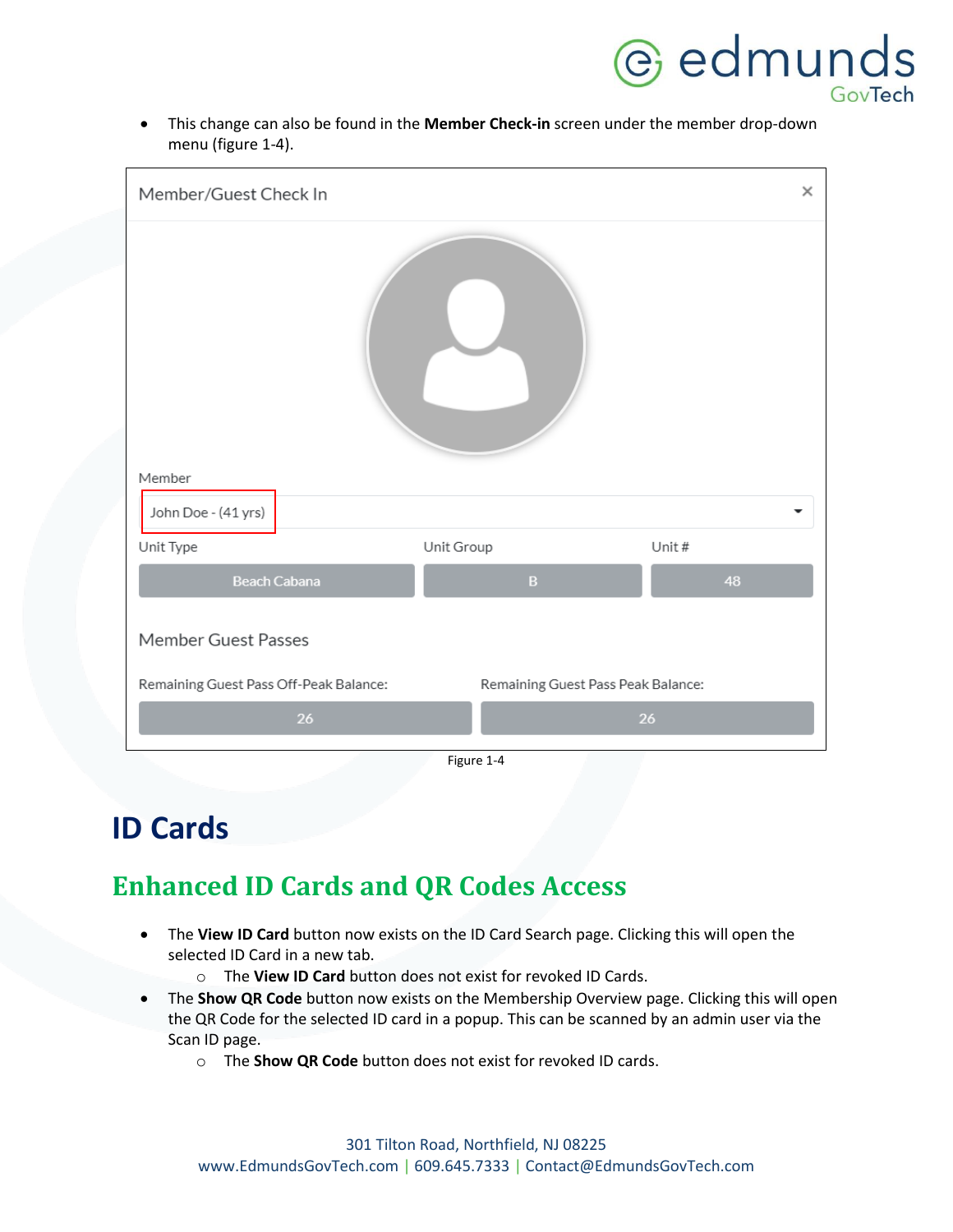- This change can also be found in the **Member Check-in** screen under the member drop-down menu (figure 1-4).

Member/Guest Check In

Member

John Doe - (41 yrs)

Unit Type

Beach Cabana

Unit Group

B

Unit #

48

Member Guest Passes

Remaining Guest Pass Off-Peak Balance:

26

Remaining Guest Pass Peak Balance:

26

Figure 1-4

# ID Cards

## Enhanced ID Cards and QR Codes Access

- The **View ID Card** button now exists on the ID Card Search page. Clicking this will open the selected ID Card in a new tab.
  - The **View ID Card** button does not exist for revoked ID Cards.
- The **Show QR Code** button now exists on the Membership Overview page. Clicking this will open the QR Code for the selected ID card in a popup. This can be scanned by an admin user via the Scan ID page.
  - The **Show QR Code** button does not exist for revoked ID cards.